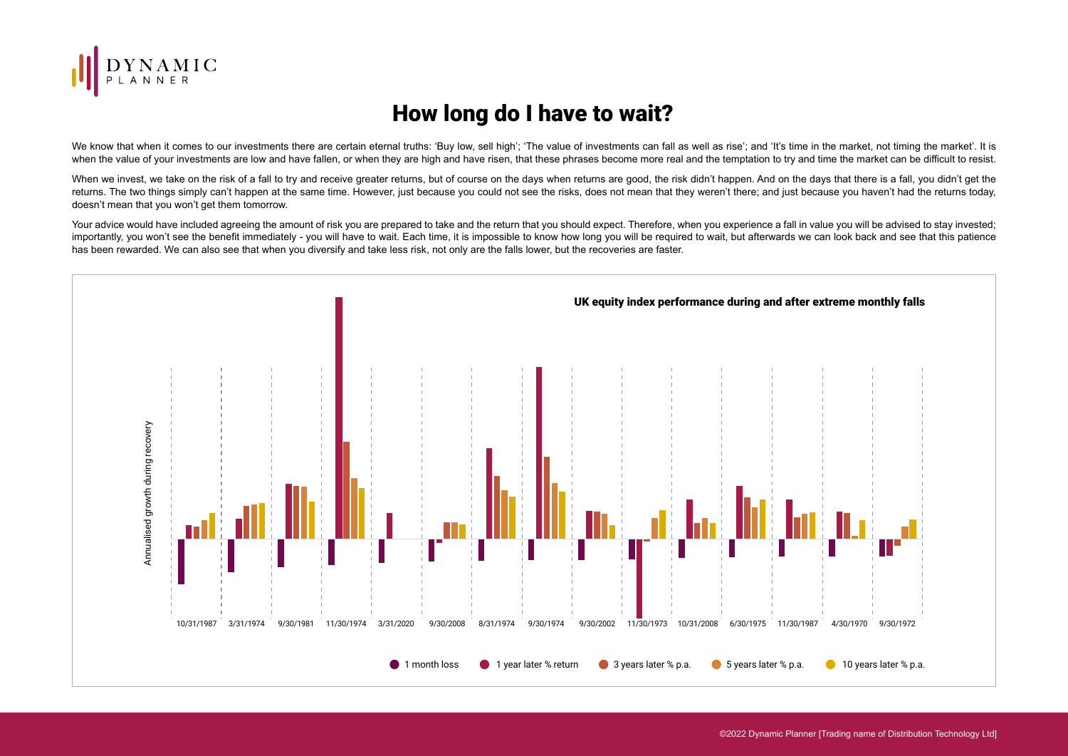# How long do I have to wait?

We know that when it comes to our investments there are certain eternal truths: 'Buy low, sell high'; 'The value of investments can fall as well as rise'; and 'It's time in the market, not timing the market'. It is when the value of your investments are low and have fallen, or when they are high and have risen, that these phrases become more real and the temptation to try and time the market can be difficult to resist.

When we invest, we take on the risk of a fall to try and receive greater returns, but of course on the days when returns are good, the risk didn't happen. And on the days that there is a fall, you didn't get the returns. The two things simply can't happen at the same time. However, just because you could not see the risks, does not mean that they weren't there; and just because you haven't had the returns today, doesn't mean that you won't get them tomorrow.

Your advice would have included agreeing the amount of risk you are prepared to take and the return that you should expect. Therefore, when you experience a fall in value you will be advised to stay invested; importantly, you won't see the benefit immediately - you will have to wait. Each time, it is impossible to know how long you will be required to wait, but afterwards we can look back and see that this patience has been rewarded. We can also see that when you diversify and take less risk, not only are the falls lower, but the recoveries are faster.

**UK equity index performance during and after extreme monthly falls**

Annualised growth during recovery

10/31/1987, 3/31/1974, 9/30/1981, 11/30/1974, 3/31/2020, 9/30/2008, 8/31/1974, 9/30/1974, 9/30/2002, 11/30/1973, 10/31/2008, 6/30/1975, 11/30/1987, 4/30/1970, 9/30/1972

1 month loss | 1 year later % return | 3 years later % p.a. | 5 years later % p.a. | 10 years later % p.a.

©2022 Dynamic Planner [Trading name of Distribution Technology Ltd]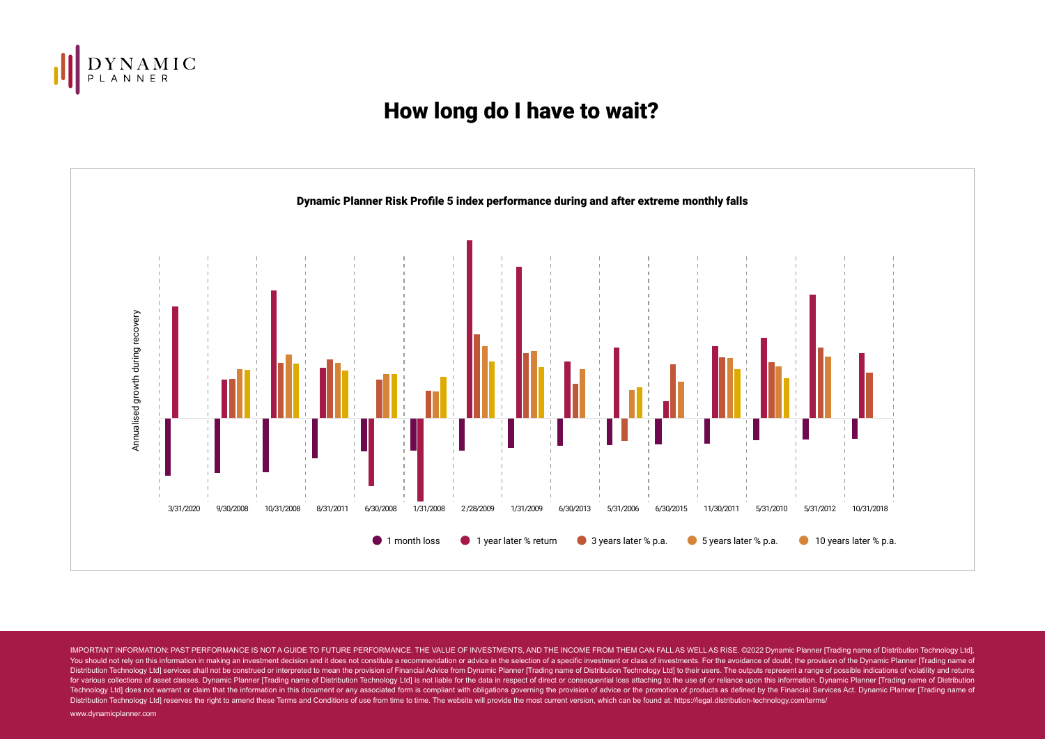# How long do I have to wait?

**Dynamic Planner Risk Profile 5 index performance during and after extreme monthly falls**

Annualised growth during recovery

3/31/2020
9/30/2008
10/31/2008
8/31/2011
6/30/2008
1/31/2008
2/28/2009
1/31/2009
6/30/2013
5/31/2006
6/30/2015
11/30/2011
5/31/2010
5/31/2012
10/31/2018

1 month loss
1 year later % return
3 years later % p.a.
5 years later % p.a.
10 years later % p.a.

IMPORTANT INFORMATION: PAST PERFORMANCE IS NOT A GUIDE TO FUTURE PERFORMANCE. THE VALUE OF INVESTMENTS, AND THE INCOME FROM THEM CAN FALL AS WELL AS RISE. ©2022 Dynamic Planner [Trading name of Distribution Technology Ltd]. You should not rely on this information in making an investment decision and it does not constitute a recommendation or advice in the selection of a specific investment or class of investments. For the avoidance of doubt, the provision of the Dynamic Planner [Trading name of Distribution Technology Ltd] services shall not be construed or interpreted to mean the provision of Financial Advice from Dynamic Planner [Trading name of Distribution Technology Ltd] to their users. The outputs represent a range of possible indications of volatility and returns for various collections of asset classes. Dynamic Planner [Trading name of Distribution Technology Ltd] is not liable for the data in respect of direct or consequential loss attaching to the use of or reliance upon this information. Dynamic Planner [Trading name of Distribution Technology Ltd] does not warrant or claim that the information in this document or any associated form is compliant with obligations governing the provision of advice or the promotion of products as defined by the Financial Services Act. Dynamic Planner [Trading name of Distribution Technology Ltd] reserves the right to amend these Terms and Conditions of use from time to time. The website will provide the most current version, which can be found at: https://legal.distribution-technology.com/terms/

www.dynamicplanner.com